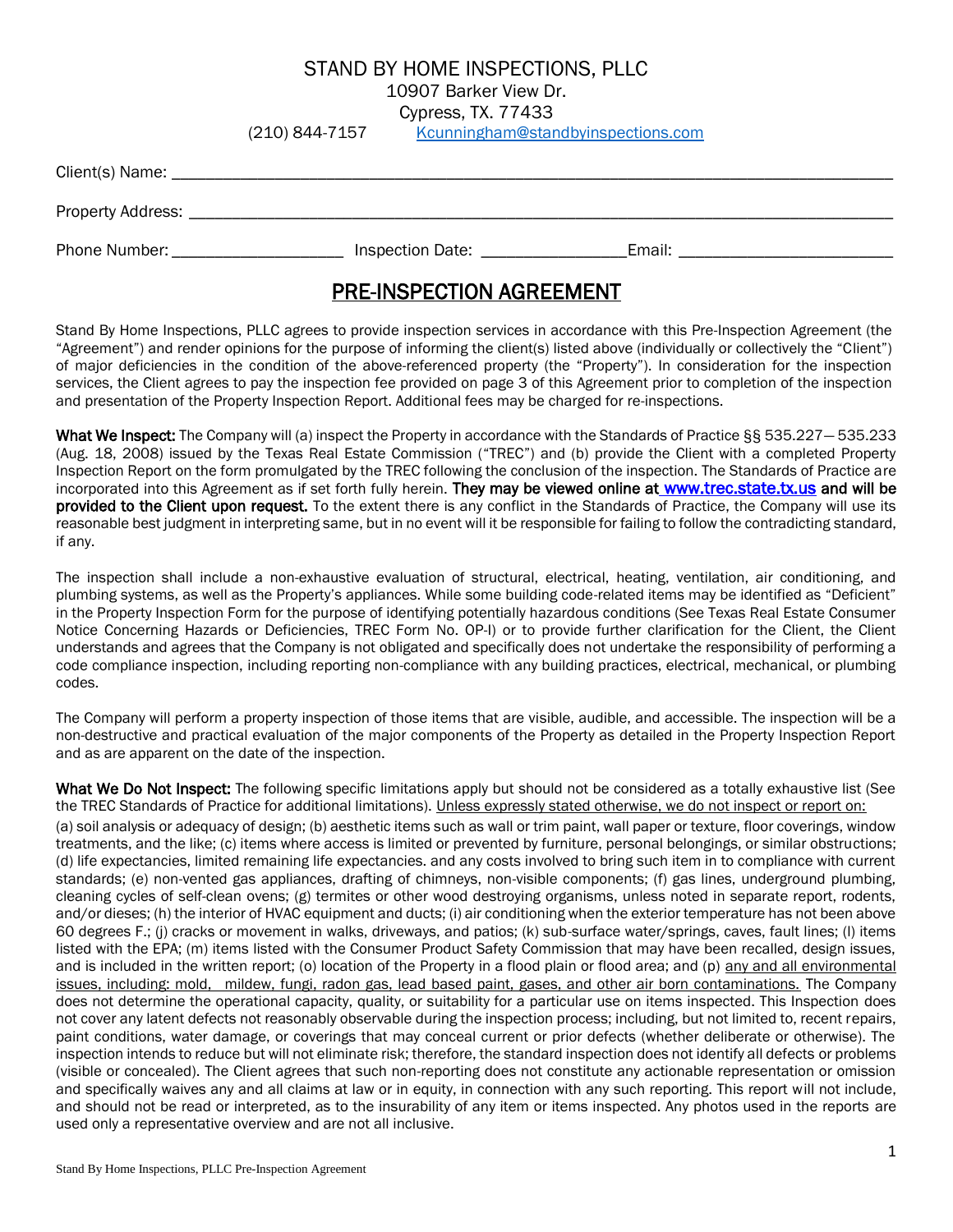STAND BY HOME INSPECTIONS, PLLC

10907 Barker View Dr.

Cypress, TX. 77433

(210) 844-7157 Kcunningham@standbyinspections.com

Client(s) Name: ______________________________________________________________________________

Property Address: ____________________________________________________________________________

Phone Number: ____________________ Inspection Date: ________________Email: ________________________

# PRE-INSPECTION AGREEMENT

Stand By Home Inspections, PLLC agrees to provide inspection services in accordance with this Pre-Inspection Agreement (the "Agreement") and render opinions for the purpose of informing the client(s) listed above (individually or collectively the "Client") of major deficiencies in the condition of the above-referenced property (the "Property"). In consideration for the inspection services, the Client agrees to pay the inspection fee provided on page 3 of this Agreement prior to completion of the inspection and presentation of the Property Inspection Report. Additional fees may be charged for re-inspections.

**What We Inspect:** The Company will (a) inspect the Property in accordance with the Standards of Practice §§ 535.227— 535.233 (Aug. 18, 2008) issued by the Texas Real Estate Commission ("TREC") and (b) provide the Client with a completed Property Inspection Report on the form promulgated by the TREC following the conclusion of the inspection. The Standards of Practice are incorporated into this Agreement as if set forth fully herein. **They may be viewed online at www.trec.state.tx.us and will be provided to the Client upon request.** To the extent there is any conflict in the Standards of Practice, the Company will use its reasonable best judgment in interpreting same, but in no event will it be responsible for failing to follow the contradicting standard, if any.

The inspection shall include a non-exhaustive evaluation of structural, electrical, heating, ventilation, air conditioning, and plumbing systems, as well as the Property's appliances. While some building code-related items may be identified as "Deficient" in the Property Inspection Form for the purpose of identifying potentially hazardous conditions (See Texas Real Estate Consumer Notice Concerning Hazards or Deficiencies, TREC Form No. OP-I) or to provide further clarification for the Client, the Client understands and agrees that the Company is not obligated and specifically does not undertake the responsibility of performing a code compliance inspection, including reporting non-compliance with any building practices, electrical, mechanical, or plumbing codes.

The Company will perform a property inspection of those items that are visible, audible, and accessible. The inspection will be a non-destructive and practical evaluation of the major components of the Property as detailed in the Property Inspection Report and as are apparent on the date of the inspection.

**What We Do Not Inspect:** The following specific limitations apply but should not be considered as a totally exhaustive list (See the TREC Standards of Practice for additional limitations). Unless expressly stated otherwise, we do not inspect or report on: (a) soil analysis or adequacy of design; (b) aesthetic items such as wall or trim paint, wall paper or texture, floor coverings, window treatments, and the like; (c) items where access is limited or prevented by furniture, personal belongings, or similar obstructions; (d) life expectancies, limited remaining life expectancies. and any costs involved to bring such item in to compliance with current standards; (e) non-vented gas appliances, drafting of chimneys, non-visible components; (f) gas lines, underground plumbing, cleaning cycles of self-clean ovens; (g) termites or other wood destroying organisms, unless noted in separate report, rodents, and/or dieses; (h) the interior of HVAC equipment and ducts; (i) air conditioning when the exterior temperature has not been above 60 degrees F.; (j) cracks or movement in walks, driveways, and patios; (k) sub-surface water/springs, caves, fault lines; (l) items listed with the EPA; (m) items listed with the Consumer Product Safety Commission that may have been recalled, design issues, and is included in the written report; (o) location of the Property in a flood plain or flood area; and (p) any and all environmental issues, including: mold, mildew, fungi, radon gas, lead based paint, gases, and other air born contaminations. The Company does not determine the operational capacity, quality, or suitability for a particular use on items inspected. This Inspection does not cover any latent defects not reasonably observable during the inspection process; including, but not limited to, recent repairs, paint conditions, water damage, or coverings that may conceal current or prior defects (whether deliberate or otherwise). The inspection intends to reduce but will not eliminate risk; therefore, the standard inspection does not identify all defects or problems (visible or concealed). The Client agrees that such non-reporting does not constitute any actionable representation or omission and specifically waives any and all claims at law or in equity, in connection with any such reporting. This report will not include, and should not be read or interpreted, as to the insurability of any item or items inspected. Any photos used in the reports are used only a representative overview and are not all inclusive.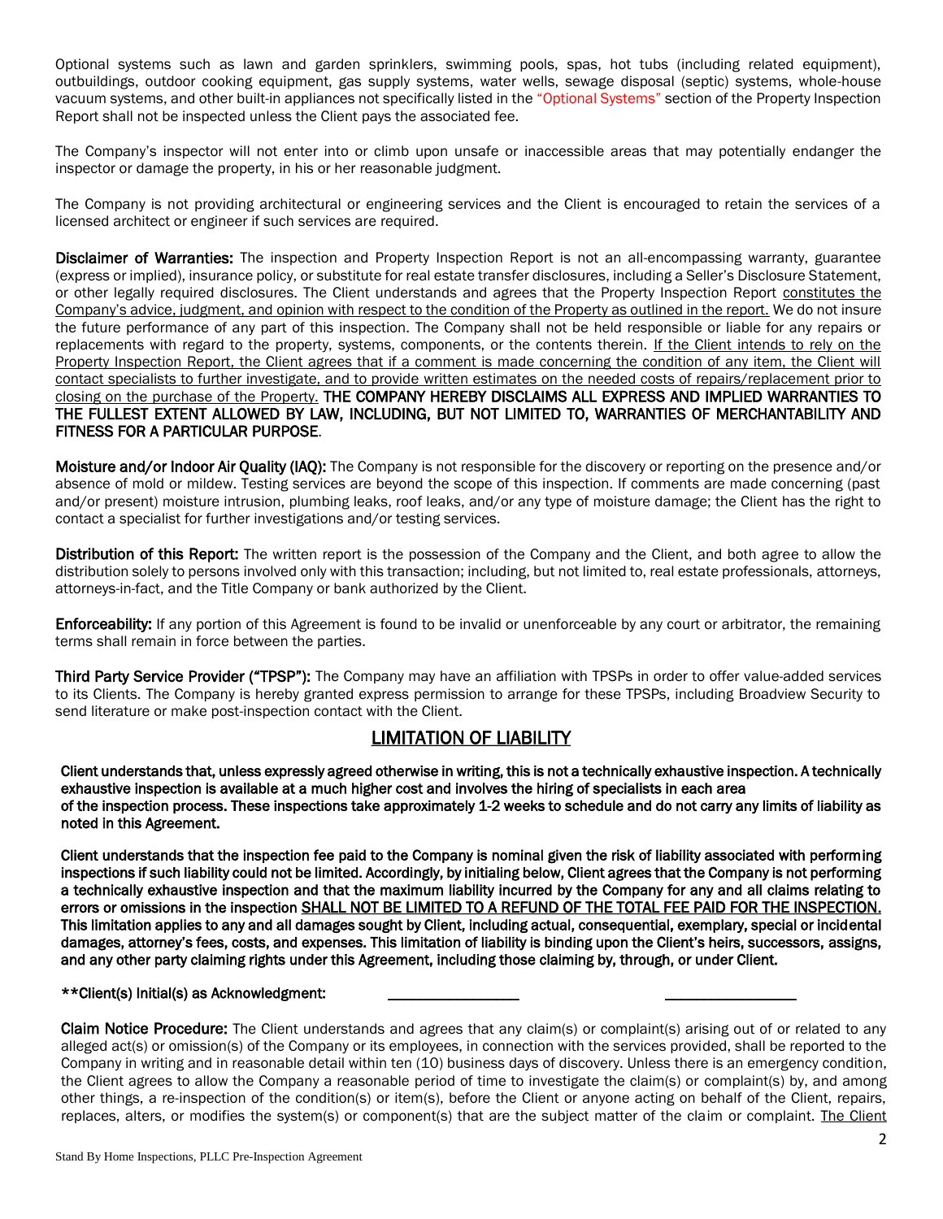Optional systems such as lawn and garden sprinklers, swimming pools, spas, hot tubs (including related equipment), outbuildings, outdoor cooking equipment, gas supply systems, water wells, sewage disposal (septic) systems, whole-house vacuum systems, and other built-in appliances not specifically listed in the "Optional Systems" section of the Property Inspection Report shall not be inspected unless the Client pays the associated fee.

The Company's inspector will not enter into or climb upon unsafe or inaccessible areas that may potentially endanger the inspector or damage the property, in his or her reasonable judgment.

The Company is not providing architectural or engineering services and the Client is encouraged to retain the services of a licensed architect or engineer if such services are required.

**Disclaimer of Warranties:** The inspection and Property Inspection Report is not an all-encompassing warranty, guarantee (express or implied), insurance policy, or substitute for real estate transfer disclosures, including a Seller's Disclosure Statement, or other legally required disclosures. The Client understands and agrees that the Property Inspection Report <u>constitutes the Company's advice, judgment, and opinion with respect to the condition of the Property as outlined in the report.</u> We do not insure the future performance of any part of this inspection. The Company shall not be held responsible or liable for any repairs or replacements with regard to the property, systems, components, or the contents therein. <u>If the Client intends to rely on the Property Inspection Report, the Client agrees that if a comment is made concerning the condition of any item, the Client will contact specialists to further investigate, and to provide written estimates on the needed costs of repairs/replacement prior to closing on the purchase of the Property.</u> **THE COMPANY HEREBY DISCLAIMS ALL EXPRESS AND IMPLIED WARRANTIES TO THE FULLEST EXTENT ALLOWED BY LAW, INCLUDING, BUT NOT LIMITED TO, WARRANTIES OF MERCHANTABILITY AND FITNESS FOR A PARTICULAR PURPOSE**.

**Moisture and/or Indoor Air Quality (IAQ):** The Company is not responsible for the discovery or reporting on the presence and/or absence of mold or mildew. Testing services are beyond the scope of this inspection. If comments are made concerning (past and/or present) moisture intrusion, plumbing leaks, roof leaks, and/or any type of moisture damage; the Client has the right to contact a specialist for further investigations and/or testing services.

**Distribution of this Report:** The written report is the possession of the Company and the Client, and both agree to allow the distribution solely to persons involved only with this transaction; including, but not limited to, real estate professionals, attorneys, attorneys-in-fact, and the Title Company or bank authorized by the Client.

**Enforceability:** If any portion of this Agreement is found to be invalid or unenforceable by any court or arbitrator, the remaining terms shall remain in force between the parties.

**Third Party Service Provider ("TPSP"):** The Company may have an affiliation with TPSPs in order to offer value-added services to its Clients. The Company is hereby granted express permission to arrange for these TPSPs, including Broadview Security to send literature or make post-inspection contact with the Client.

## <u>LIMITATION OF LIABILITY</u>

**Client understands that, unless expressly agreed otherwise in writing, this is not a technically exhaustive inspection. A technically exhaustive inspection is available at a much higher cost and involves the hiring of specialists in each area of the inspection process. These inspections take approximately 1-2 weeks to schedule and do not carry any limits of liability as noted in this Agreement.**

**Client understands that the inspection fee paid to the Company is nominal given the risk of liability associated with performing inspections if such liability could not be limited. Accordingly, by initialing below, Client agrees that the Company is not performing a technically exhaustive inspection and that the maximum liability incurred by the Company for any and all claims relating to errors or omissions in the inspection <u>SHALL NOT BE LIMITED TO A REFUND OF THE TOTAL FEE PAID FOR THE INSPECTION.</u> This limitation applies to any and all damages sought by Client, including actual, consequential, exemplary, special or incidental damages, attorney's fees, costs, and expenses. This limitation of liability is binding upon the Client's heirs, successors, assigns, and any other party claiming rights under this Agreement, including those claiming by, through, or under Client.**

**\*\*Client(s) Initial(s) as Acknowledgment:** ________________ ________________

**Claim Notice Procedure:** The Client understands and agrees that any claim(s) or complaint(s) arising out of or related to any alleged act(s) or omission(s) of the Company or its employees, in connection with the services provided, shall be reported to the Company in writing and in reasonable detail within ten (10) business days of discovery. Unless there is an emergency condition, the Client agrees to allow the Company a reasonable period of time to investigate the claim(s) or complaint(s) by, and among other things, a re-inspection of the condition(s) or item(s), before the Client or anyone acting on behalf of the Client, repairs, replaces, alters, or modifies the system(s) or component(s) that are the subject matter of the claim or complaint. <u>The Client</u>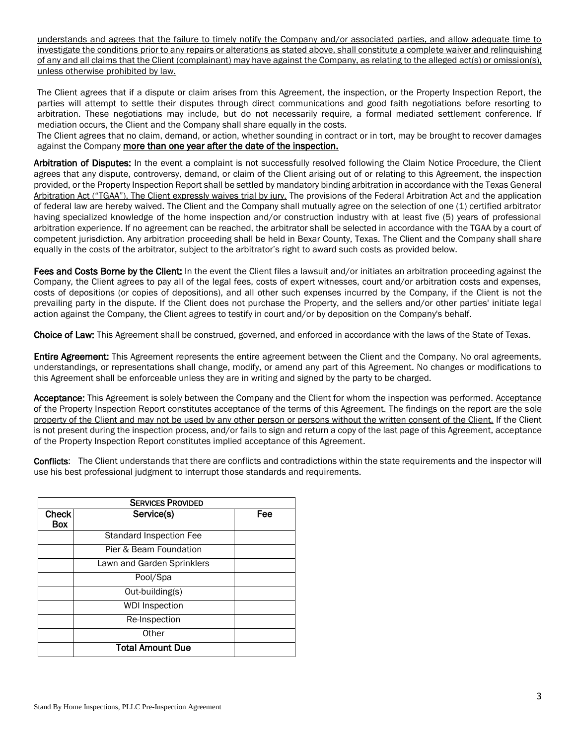understands and agrees that the failure to timely notify the Company and/or associated parties, and allow adequate time to investigate the conditions prior to any repairs or alterations as stated above, shall constitute a complete waiver and relinquishing of any and all claims that the Client (complainant) may have against the Company, as relating to the alleged act(s) or omission(s), unless otherwise prohibited by law.

The Client agrees that if a dispute or claim arises from this Agreement, the inspection, or the Property Inspection Report, the parties will attempt to settle their disputes through direct communications and good faith negotiations before resorting to arbitration. These negotiations may include, but do not necessarily require, a formal mediated settlement conference. If mediation occurs, the Client and the Company shall share equally in the costs.
The Client agrees that no claim, demand, or action, whether sounding in contract or in tort, may be brought to recover damages against the Company **more than one year after the date of the inspection.**

**Arbitration of Disputes:** In the event a complaint is not successfully resolved following the Claim Notice Procedure, the Client agrees that any dispute, controversy, demand, or claim of the Client arising out of or relating to this Agreement, the inspection provided, or the Property Inspection Report shall be settled by mandatory binding arbitration in accordance with the Texas General Arbitration Act ("TGAA"). The Client expressly waives trial by jury. The provisions of the Federal Arbitration Act and the application of federal law are hereby waived. The Client and the Company shall mutually agree on the selection of one (1) certified arbitrator having specialized knowledge of the home inspection and/or construction industry with at least five (5) years of professional arbitration experience. If no agreement can be reached, the arbitrator shall be selected in accordance with the TGAA by a court of competent jurisdiction. Any arbitration proceeding shall be held in Bexar County, Texas. The Client and the Company shall share equally in the costs of the arbitrator, subject to the arbitrator's right to award such costs as provided below.

**Fees and Costs Borne by the Client:** In the event the Client files a lawsuit and/or initiates an arbitration proceeding against the Company, the Client agrees to pay all of the legal fees, costs of expert witnesses, court and/or arbitration costs and expenses, costs of depositions (or copies of depositions), and all other such expenses incurred by the Company, if the Client is not the prevailing party in the dispute. If the Client does not purchase the Property, and the sellers and/or other parties' initiate legal action against the Company, the Client agrees to testify in court and/or by deposition on the Company's behalf.

**Choice of Law:** This Agreement shall be construed, governed, and enforced in accordance with the laws of the State of Texas.

**Entire Agreement:** This Agreement represents the entire agreement between the Client and the Company. No oral agreements, understandings, or representations shall change, modify, or amend any part of this Agreement. No changes or modifications to this Agreement shall be enforceable unless they are in writing and signed by the party to be charged.

**Acceptance:** This Agreement is solely between the Company and the Client for whom the inspection was performed. Acceptance of the Property Inspection Report constitutes acceptance of the terms of this Agreement. The findings on the report are the sole property of the Client and may not be used by any other person or persons without the written consent of the Client. If the Client is not present during the inspection process, and/or fails to sign and return a copy of the last page of this Agreement, acceptance of the Property Inspection Report constitutes implied acceptance of this Agreement.

**Conflicts:** The Client understands that there are conflicts and contradictions within the state requirements and the inspector will use his best professional judgment to interrupt those standards and requirements.

| SERVICES PROVIDED | | |
|---|---|---|
| **Check Box** | **Service(s)** | **Fee** |
| | Standard Inspection Fee | |
| | Pier & Beam Foundation | |
| | Lawn and Garden Sprinklers | |
| | Pool/Spa | |
| | Out-building(s) | |
| | WDI Inspection | |
| | Re-Inspection | |
| | Other | |
| | **Total Amount Due** | |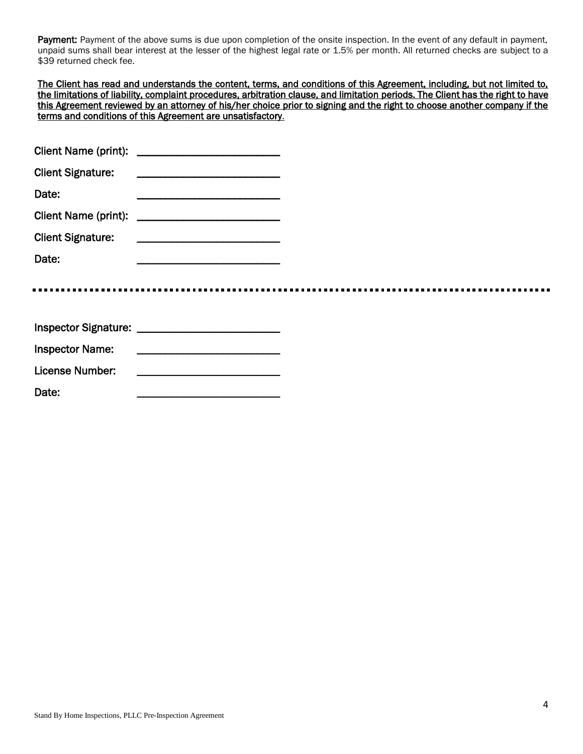**Payment:** Payment of the above sums is due upon completion of the onsite inspection. In the event of any default in payment, unpaid sums shall bear interest at the lesser of the highest legal rate or 1.5% per month. All returned checks are subject to a $39 returned check fee.

**The Client has read and understands the content, terms, and conditions of this Agreement, including, but not limited to, the limitations of liability, complaint procedures, arbitration clause, and limitation periods. The Client has the right to have this Agreement reviewed by an attorney of his/her choice prior to signing and the right to choose another company if the terms and conditions of this Agreement are unsatisfactory.**

Client Name (print): ________________________

Client Signature: ________________________

Date: ________________________

Client Name (print): ________________________

Client Signature: ________________________

Date: ________________________

---

Inspector Signature: ________________________

Inspector Name: ________________________

License Number: ________________________

Date: ________________________